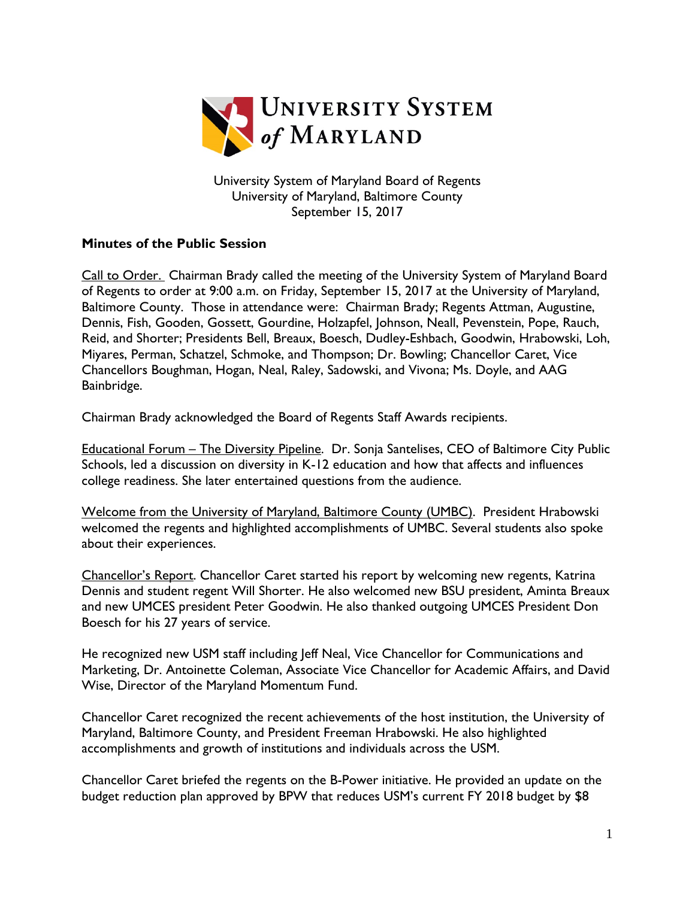University System of Maryland Board of Regents
University of Maryland, Baltimore County
September 15, 2017

**Minutes of the Public Session**

Call to Order. Chairman Brady called the meeting of the University System of Maryland Board of Regents to order at 9:00 a.m. on Friday, September 15, 2017 at the University of Maryland, Baltimore County. Those in attendance were: Chairman Brady; Regents Attman, Augustine, Dennis, Fish, Gooden, Gossett, Gourdine, Holzapfel, Johnson, Neall, Pevenstein, Pope, Rauch, Reid, and Shorter; Presidents Bell, Breaux, Boesch, Dudley-Eshbach, Goodwin, Hrabowski, Loh, Miyares, Perman, Schatzel, Schmoke, and Thompson; Dr. Bowling; Chancellor Caret, Vice Chancellors Boughman, Hogan, Neal, Raley, Sadowski, and Vivona; Ms. Doyle, and AAG Bainbridge.

Chairman Brady acknowledged the Board of Regents Staff Awards recipients.

Educational Forum – The Diversity Pipeline. Dr. Sonja Santelises, CEO of Baltimore City Public Schools, led a discussion on diversity in K-12 education and how that affects and influences college readiness. She later entertained questions from the audience.

Welcome from the University of Maryland, Baltimore County (UMBC). President Hrabowski welcomed the regents and highlighted accomplishments of UMBC. Several students also spoke about their experiences.

Chancellor's Report. Chancellor Caret started his report by welcoming new regents, Katrina Dennis and student regent Will Shorter. He also welcomed new BSU president, Aminta Breaux and new UMCES president Peter Goodwin. He also thanked outgoing UMCES President Don Boesch for his 27 years of service.

He recognized new USM staff including Jeff Neal, Vice Chancellor for Communications and Marketing, Dr. Antoinette Coleman, Associate Vice Chancellor for Academic Affairs, and David Wise, Director of the Maryland Momentum Fund.

Chancellor Caret recognized the recent achievements of the host institution, the University of Maryland, Baltimore County, and President Freeman Hrabowski. He also highlighted accomplishments and growth of institutions and individuals across the USM.

Chancellor Caret briefed the regents on the B-Power initiative. He provided an update on the budget reduction plan approved by BPW that reduces USM's current FY 2018 budget by $8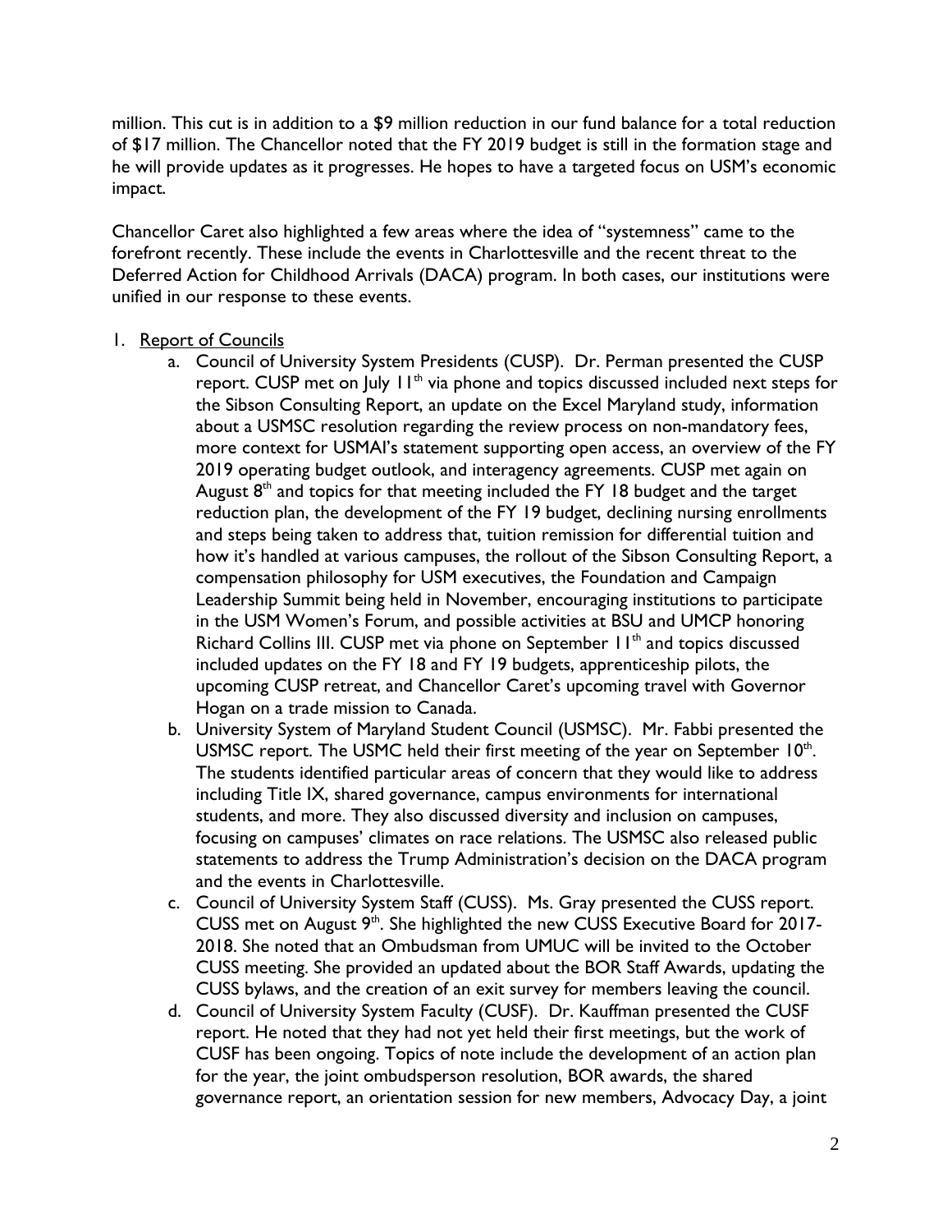million. This cut is in addition to a $9 million reduction in our fund balance for a total reduction of $17 million. The Chancellor noted that the FY 2019 budget is still in the formation stage and he will provide updates as it progresses. He hopes to have a targeted focus on USM's economic impact.

Chancellor Caret also highlighted a few areas where the idea of "systemness" came to the forefront recently. These include the events in Charlottesville and the recent threat to the Deferred Action for Childhood Arrivals (DACA) program. In both cases, our institutions were unified in our response to these events.

1. <u>Report of Councils</u>
   a. Council of University System Presidents (CUSP). Dr. Perman presented the CUSP report. CUSP met on July 11th via phone and topics discussed included next steps for the Sibson Consulting Report, an update on the Excel Maryland study, information about a USMSC resolution regarding the review process on non-mandatory fees, more context for USMAI's statement supporting open access, an overview of the FY 2019 operating budget outlook, and interagency agreements. CUSP met again on August 8th and topics for that meeting included the FY 18 budget and the target reduction plan, the development of the FY 19 budget, declining nursing enrollments and steps being taken to address that, tuition remission for differential tuition and how it's handled at various campuses, the rollout of the Sibson Consulting Report, a compensation philosophy for USM executives, the Foundation and Campaign Leadership Summit being held in November, encouraging institutions to participate in the USM Women's Forum, and possible activities at BSU and UMCP honoring Richard Collins III. CUSP met via phone on September 11th and topics discussed included updates on the FY 18 and FY 19 budgets, apprenticeship pilots, the upcoming CUSP retreat, and Chancellor Caret's upcoming travel with Governor Hogan on a trade mission to Canada.
   b. University System of Maryland Student Council (USMSC). Mr. Fabbi presented the USMSC report. The USMC held their first meeting of the year on September 10th. The students identified particular areas of concern that they would like to address including Title IX, shared governance, campus environments for international students, and more. They also discussed diversity and inclusion on campuses, focusing on campuses' climates on race relations. The USMSC also released public statements to address the Trump Administration's decision on the DACA program and the events in Charlottesville.
   c. Council of University System Staff (CUSS). Ms. Gray presented the CUSS report. CUSS met on August 9th. She highlighted the new CUSS Executive Board for 2017-2018. She noted that an Ombudsman from UMUC will be invited to the October CUSS meeting. She provided an updated about the BOR Staff Awards, updating the CUSS bylaws, and the creation of an exit survey for members leaving the council.
   d. Council of University System Faculty (CUSF). Dr. Kauffman presented the CUSF report. He noted that they had not yet held their first meetings, but the work of CUSF has been ongoing. Topics of note include the development of an action plan for the year, the joint ombudsperson resolution, BOR awards, the shared governance report, an orientation session for new members, Advocacy Day, a joint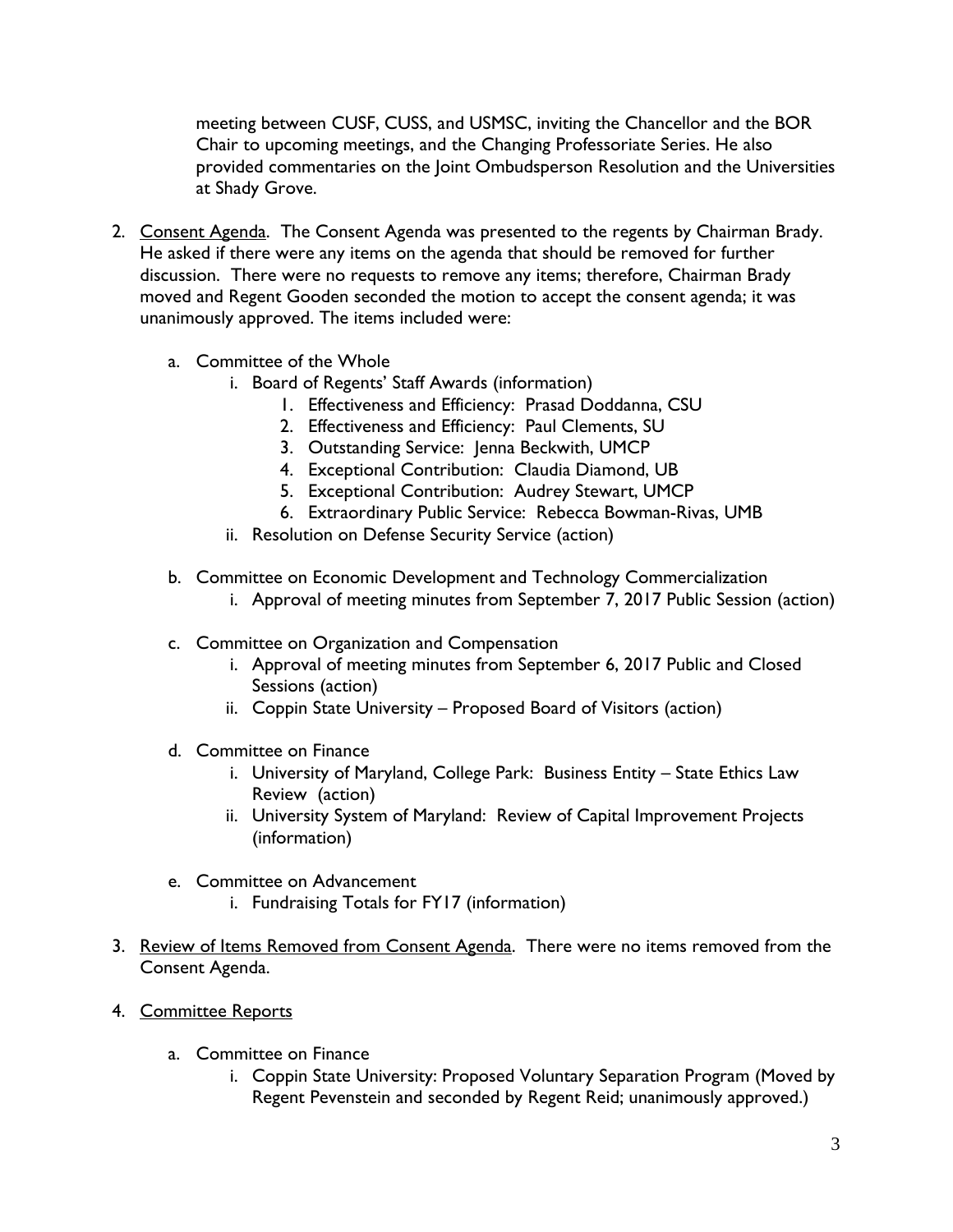meeting between CUSF, CUSS, and USMSC, inviting the Chancellor and the BOR Chair to upcoming meetings, and the Changing Professoriate Series. He also provided commentaries on the Joint Ombudsperson Resolution and the Universities at Shady Grove.

2. <u>Consent Agenda</u>. The Consent Agenda was presented to the regents by Chairman Brady. He asked if there were any items on the agenda that should be removed for further discussion. There were no requests to remove any items; therefore, Chairman Brady moved and Regent Gooden seconded the motion to accept the consent agenda; it was unanimously approved. The items included were:

   a. Committee of the Whole
      i. Board of Regents' Staff Awards (information)
         1. Effectiveness and Efficiency: Prasad Doddanna, CSU
         2. Effectiveness and Efficiency: Paul Clements, SU
         3. Outstanding Service: Jenna Beckwith, UMCP
         4. Exceptional Contribution: Claudia Diamond, UB
         5. Exceptional Contribution: Audrey Stewart, UMCP
         6. Extraordinary Public Service: Rebecca Bowman-Rivas, UMB
      ii. Resolution on Defense Security Service (action)

   b. Committee on Economic Development and Technology Commercialization
      i. Approval of meeting minutes from September 7, 2017 Public Session (action)

   c. Committee on Organization and Compensation
      i. Approval of meeting minutes from September 6, 2017 Public and Closed Sessions (action)
      ii. Coppin State University – Proposed Board of Visitors (action)

   d. Committee on Finance
      i. University of Maryland, College Park: Business Entity – State Ethics Law Review (action)
      ii. University System of Maryland: Review of Capital Improvement Projects (information)

   e. Committee on Advancement
      i. Fundraising Totals for FY17 (information)

3. <u>Review of Items Removed from Consent Agenda</u>. There were no items removed from the Consent Agenda.

4. <u>Committee Reports</u>

   a. Committee on Finance
      i. Coppin State University: Proposed Voluntary Separation Program (Moved by Regent Pevenstein and seconded by Regent Reid; unanimously approved.)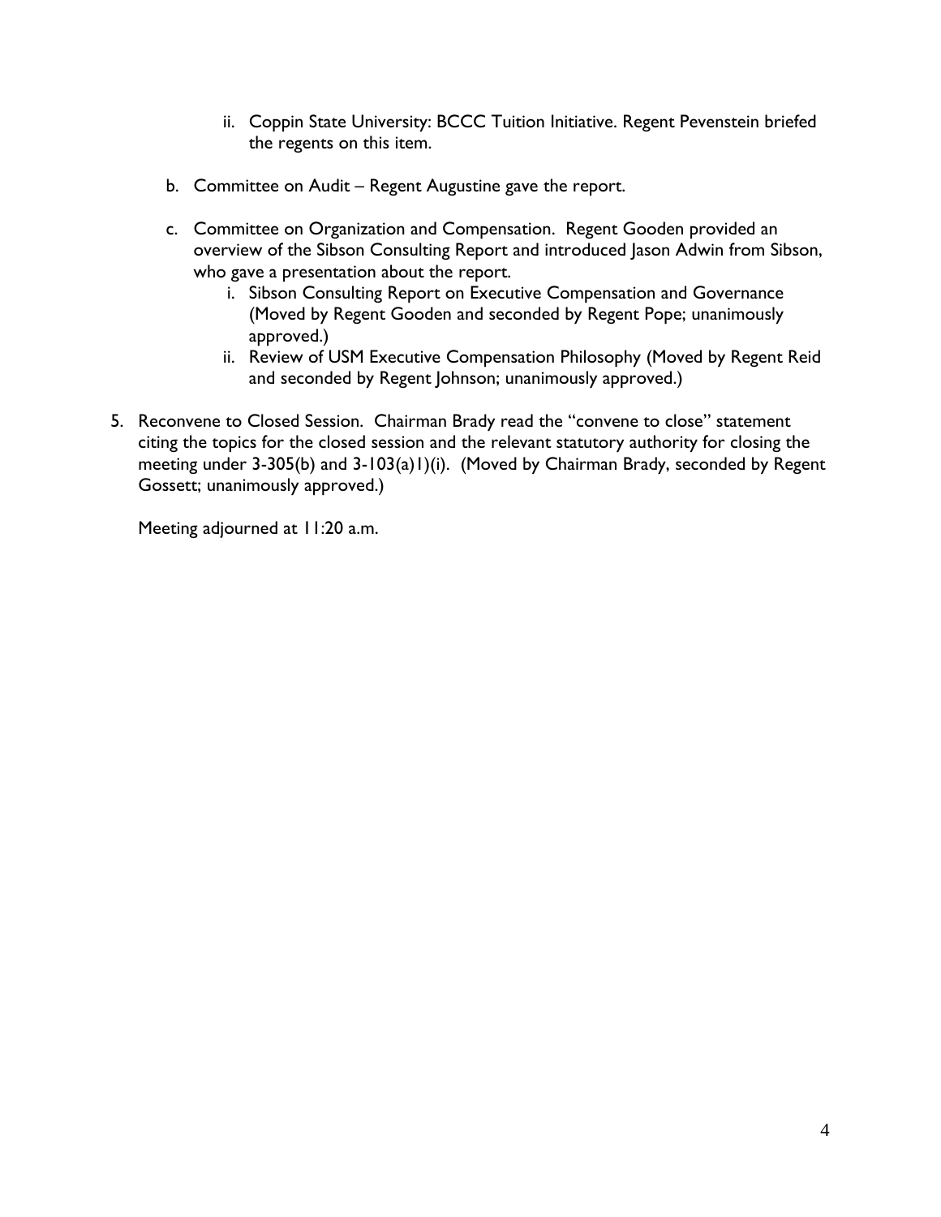ii. Coppin State University: BCCC Tuition Initiative. Regent Pevenstein briefed the regents on this item.

b. Committee on Audit – Regent Augustine gave the report.

c. Committee on Organization and Compensation. Regent Gooden provided an overview of the Sibson Consulting Report and introduced Jason Adwin from Sibson, who gave a presentation about the report.

   i. Sibson Consulting Report on Executive Compensation and Governance (Moved by Regent Gooden and seconded by Regent Pope; unanimously approved.)
   ii. Review of USM Executive Compensation Philosophy (Moved by Regent Reid and seconded by Regent Johnson; unanimously approved.)

5. Reconvene to Closed Session. Chairman Brady read the "convene to close" statement citing the topics for the closed session and the relevant statutory authority for closing the meeting under 3-305(b) and 3-103(a)1)(i). (Moved by Chairman Brady, seconded by Regent Gossett; unanimously approved.)

   Meeting adjourned at 11:20 a.m.